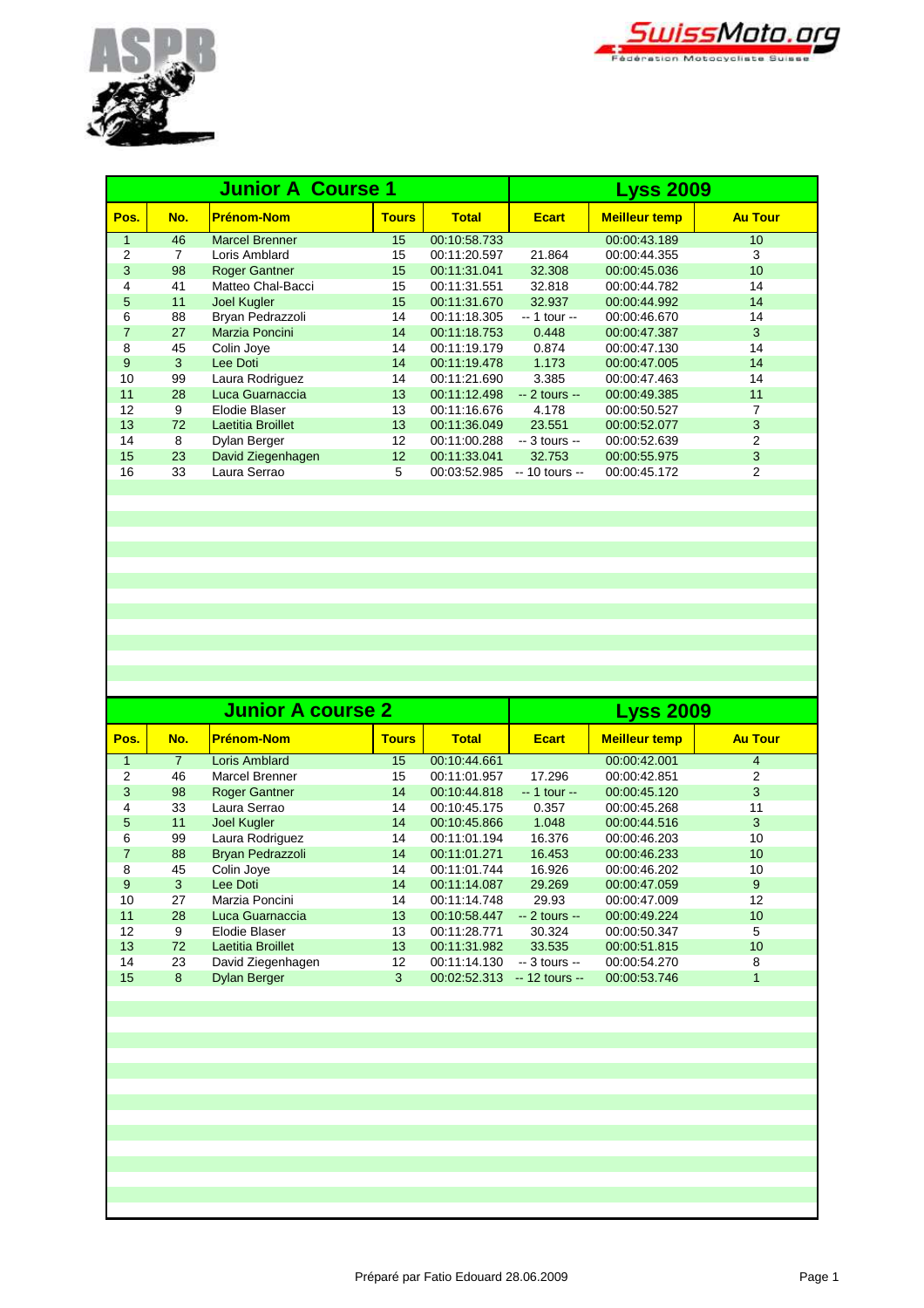ASPB

SwissMoto.org
Fédération Motocycliste Suisse

## Junior A Course 1 — Lyss 2009

| Pos. | No. | Prénom-Nom | Tours | Total | Ecart | Meilleur temp | Au Tour |
|---|---|---|---|---|---|---|---|
| 1 | 46 | Marcel Brenner | 15 | 00:10:58.733 | | 00:00:43.189 | 10 |
| 2 | 7 | Loris Amblard | 15 | 00:11:20.597 | 21.864 | 00:00:44.355 | 3 |
| 3 | 98 | Roger Gantner | 15 | 00:11:31.041 | 32.308 | 00:00:45.036 | 10 |
| 4 | 41 | Matteo Chal-Bacci | 15 | 00:11:31.551 | 32.818 | 00:00:44.782 | 14 |
| 5 | 11 | Joel Kugler | 15 | 00:11:31.670 | 32.937 | 00:00:44.992 | 14 |
| 6 | 88 | Bryan Pedrazzoli | 14 | 00:11:18.305 | -- 1 tour -- | 00:00:46.670 | 14 |
| 7 | 27 | Marzia Poncini | 14 | 00:11:18.753 | 0.448 | 00:00:47.387 | 3 |
| 8 | 45 | Colin Joye | 14 | 00:11:19.179 | 0.874 | 00:00:47.130 | 14 |
| 9 | 3 | Lee Doti | 14 | 00:11:19.478 | 1.173 | 00:00:47.005 | 14 |
| 10 | 99 | Laura Rodriguez | 14 | 00:11:21.690 | 3.385 | 00:00:47.463 | 14 |
| 11 | 28 | Luca Guarnaccia | 13 | 00:11:12.498 | -- 2 tours -- | 00:00:49.385 | 11 |
| 12 | 9 | Elodie Blaser | 13 | 00:11:16.676 | 4.178 | 00:00:50.527 | 7 |
| 13 | 72 | Laetitia Broillet | 13 | 00:11:36.049 | 23.551 | 00:00:52.077 | 3 |
| 14 | 8 | Dylan Berger | 12 | 00:11:00.288 | -- 3 tours -- | 00:00:52.639 | 2 |
| 15 | 23 | David Ziegenhagen | 12 | 00:11:33.041 | 32.753 | 00:00:55.975 | 3 |
| 16 | 33 | Laura Serrao | 5 | 00:03:52.985 | -- 10 tours -- | 00:00:45.172 | 2 |

## Junior A course 2 — Lyss 2009

| Pos. | No. | Prénom-Nom | Tours | Total | Ecart | Meilleur temp | Au Tour |
|---|---|---|---|---|---|---|---|
| 1 | 7 | Loris Amblard | 15 | 00:10:44.661 | | 00:00:42.001 | 4 |
| 2 | 46 | Marcel Brenner | 15 | 00:11:01.957 | 17.296 | 00:00:42.851 | 2 |
| 3 | 98 | Roger Gantner | 14 | 00:10:44.818 | -- 1 tour -- | 00:00:45.120 | 3 |
| 4 | 33 | Laura Serrao | 14 | 00:10:45.175 | 0.357 | 00:00:45.268 | 11 |
| 5 | 11 | Joel Kugler | 14 | 00:10:45.866 | 1.048 | 00:00:44.516 | 3 |
| 6 | 99 | Laura Rodriguez | 14 | 00:11:01.194 | 16.376 | 00:00:46.203 | 10 |
| 7 | 88 | Bryan Pedrazzoli | 14 | 00:11:01.271 | 16.453 | 00:00:46.233 | 10 |
| 8 | 45 | Colin Joye | 14 | 00:11:01.744 | 16.926 | 00:00:46.202 | 10 |
| 9 | 3 | Lee Doti | 14 | 00:11:14.087 | 29.269 | 00:00:47.059 | 9 |
| 10 | 27 | Marzia Poncini | 14 | 00:11:14.748 | 29.93 | 00:00:47.009 | 12 |
| 11 | 28 | Luca Guarnaccia | 13 | 00:10:58.447 | -- 2 tours -- | 00:00:49.224 | 10 |
| 12 | 9 | Elodie Blaser | 13 | 00:11:28.771 | 30.324 | 00:00:50.347 | 5 |
| 13 | 72 | Laetitia Broillet | 13 | 00:11:31.982 | 33.535 | 00:00:51.815 | 10 |
| 14 | 23 | David Ziegenhagen | 12 | 00:11:14.130 | -- 3 tours -- | 00:00:54.270 | 8 |
| 15 | 8 | Dylan Berger | 3 | 00:02:52.313 | -- 12 tours -- | 00:00:53.746 | 1 |

Préparé par Fatio Edouard 28.06.2009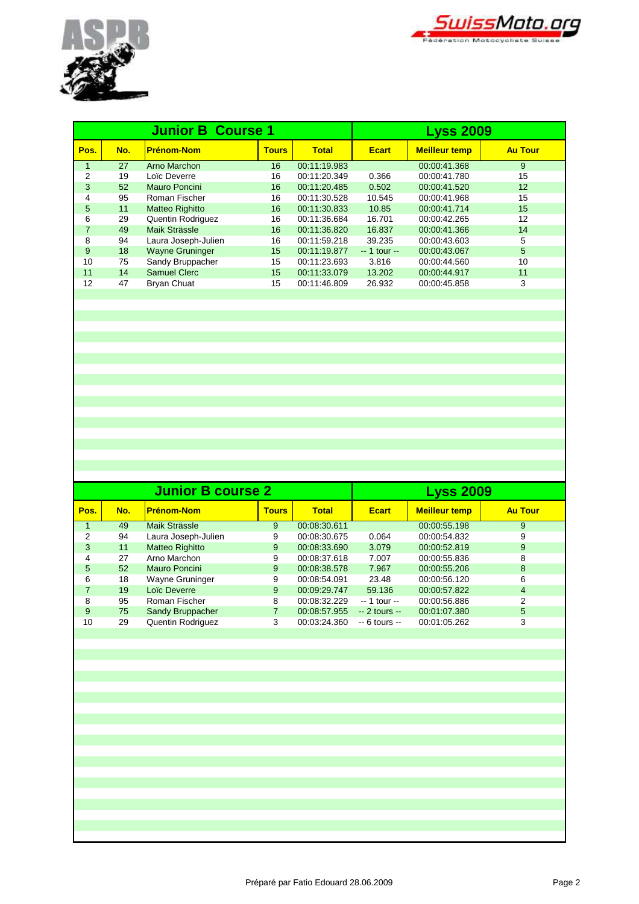## Junior B Course 1 — Lyss 2009

| Pos. | No. | Prénom-Nom | Tours | Total | Ecart | Meilleur temp | Au Tour |
|---|---|---|---|---|---|---|---|
| 1 | 27 | Arno Marchon | 16 | 00:11:19.983 | | 00:00:41.368 | 9 |
| 2 | 19 | Loïc Deverre | 16 | 00:11:20.349 | 0.366 | 00:00:41.780 | 15 |
| 3 | 52 | Mauro Poncini | 16 | 00:11:20.485 | 0.502 | 00:00:41.520 | 12 |
| 4 | 95 | Roman Fischer | 16 | 00:11:30.528 | 10.545 | 00:00:41.968 | 15 |
| 5 | 11 | Matteo Righitto | 16 | 00:11:30.833 | 10.85 | 00:00:41.714 | 15 |
| 6 | 29 | Quentin Rodriguez | 16 | 00:11:36.684 | 16.701 | 00:00:42.265 | 12 |
| 7 | 49 | Maik Strässle | 16 | 00:11:36.820 | 16.837 | 00:00:41.366 | 14 |
| 8 | 94 | Laura Joseph-Julien | 16 | 00:11:59.218 | 39.235 | 00:00:43.603 | 5 |
| 9 | 18 | Wayne Gruninger | 15 | 00:11:19.877 | -- 1 tour -- | 00:00:43.067 | 5 |
| 10 | 75 | Sandy Bruppacher | 15 | 00:11:23.693 | 3.816 | 00:00:44.560 | 10 |
| 11 | 14 | Samuel Clerc | 15 | 00:11:33.079 | 13.202 | 00:00:44.917 | 11 |
| 12 | 47 | Bryan Chuat | 15 | 00:11:46.809 | 26.932 | 00:00:45.858 | 3 |

## Junior B course 2 — Lyss 2009

| Pos. | No. | Prénom-Nom | Tours | Total | Ecart | Meilleur temp | Au Tour |
|---|---|---|---|---|---|---|---|
| 1 | 49 | Maik Strässle | 9 | 00:08:30.611 | | 00:00:55.198 | 9 |
| 2 | 94 | Laura Joseph-Julien | 9 | 00:08:30.675 | 0.064 | 00:00:54.832 | 9 |
| 3 | 11 | Matteo Righitto | 9 | 00:08:33.690 | 3.079 | 00:00:52.819 | 9 |
| 4 | 27 | Arno Marchon | 9 | 00:08:37.618 | 7.007 | 00:00:55.836 | 8 |
| 5 | 52 | Mauro Poncini | 9 | 00:08:38.578 | 7.967 | 00:00:55.206 | 8 |
| 6 | 18 | Wayne Gruninger | 9 | 00:08:54.091 | 23.48 | 00:00:56.120 | 6 |
| 7 | 19 | Loïc Deverre | 9 | 00:09:29.747 | 59.136 | 00:00:57.822 | 4 |
| 8 | 95 | Roman Fischer | 8 | 00:08:32.229 | -- 1 tour -- | 00:00:56.886 | 2 |
| 9 | 75 | Sandy Bruppacher | 7 | 00:08:57.955 | -- 2 tours -- | 00:01:07.380 | 5 |
| 10 | 29 | Quentin Rodriguez | 3 | 00:03:24.360 | -- 6 tours -- | 00:01:05.262 | 3 |

Préparé par Fatio Edouard 28.06.2009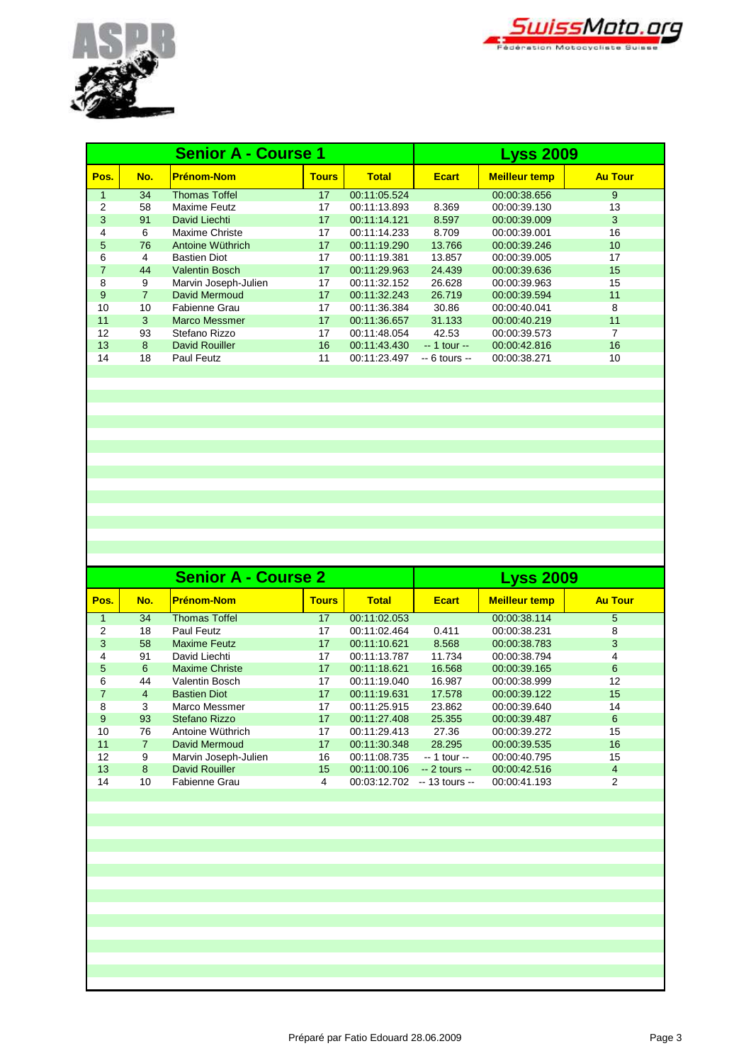## Senior A - Course 1 — Lyss 2009

| Pos. | No. | Prénom-Nom | Tours | Total | Ecart | Meilleur temp | Au Tour |
|---|---|---|---|---|---|---|---|
| 1 | 34 | Thomas Toffel | 17 | 00:11:05.524 | | 00:00:38.656 | 9 |
| 2 | 58 | Maxime Feutz | 17 | 00:11:13.893 | 8.369 | 00:00:39.130 | 13 |
| 3 | 91 | David Liechti | 17 | 00:11:14.121 | 8.597 | 00:00:39.009 | 3 |
| 4 | 6 | Maxime Christe | 17 | 00:11:14.233 | 8.709 | 00:00:39.001 | 16 |
| 5 | 76 | Antoine Wüthrich | 17 | 00:11:19.290 | 13.766 | 00:00:39.246 | 10 |
| 6 | 4 | Bastien Diot | 17 | 00:11:19.381 | 13.857 | 00:00:39.005 | 17 |
| 7 | 44 | Valentin Bosch | 17 | 00:11:29.963 | 24.439 | 00:00:39.636 | 15 |
| 8 | 9 | Marvin Joseph-Julien | 17 | 00:11:32.152 | 26.628 | 00:00:39.963 | 15 |
| 9 | 7 | David Mermoud | 17 | 00:11:32.243 | 26.719 | 00:00:39.594 | 11 |
| 10 | 10 | Fabienne Grau | 17 | 00:11:36.384 | 30.86 | 00:00:40.041 | 8 |
| 11 | 3 | Marco Messmer | 17 | 00:11:36.657 | 31.133 | 00:00:40.219 | 11 |
| 12 | 93 | Stefano Rizzo | 17 | 00:11:48.054 | 42.53 | 00:00:39.573 | 7 |
| 13 | 8 | David Rouiller | 16 | 00:11:43.430 | -- 1 tour -- | 00:00:42.816 | 16 |
| 14 | 18 | Paul Feutz | 11 | 00:11:23.497 | -- 6 tours -- | 00:00:38.271 | 10 |

## Senior A - Course 2 — Lyss 2009

| Pos. | No. | Prénom-Nom | Tours | Total | Ecart | Meilleur temp | Au Tour |
|---|---|---|---|---|---|---|---|
| 1 | 34 | Thomas Toffel | 17 | 00:11:02.053 | | 00:00:38.114 | 5 |
| 2 | 18 | Paul Feutz | 17 | 00:11:02.464 | 0.411 | 00:00:38.231 | 8 |
| 3 | 58 | Maxime Feutz | 17 | 00:11:10.621 | 8.568 | 00:00:38.783 | 3 |
| 4 | 91 | David Liechti | 17 | 00:11:13.787 | 11.734 | 00:00:38.794 | 4 |
| 5 | 6 | Maxime Christe | 17 | 00:11:18.621 | 16.568 | 00:00:39.165 | 6 |
| 6 | 44 | Valentin Bosch | 17 | 00:11:19.040 | 16.987 | 00:00:38.999 | 12 |
| 7 | 4 | Bastien Diot | 17 | 00:11:19.631 | 17.578 | 00:00:39.122 | 15 |
| 8 | 3 | Marco Messmer | 17 | 00:11:25.915 | 23.862 | 00:00:39.640 | 14 |
| 9 | 93 | Stefano Rizzo | 17 | 00:11:27.408 | 25.355 | 00:00:39.487 | 6 |
| 10 | 76 | Antoine Wüthrich | 17 | 00:11:29.413 | 27.36 | 00:00:39.272 | 15 |
| 11 | 7 | David Mermoud | 17 | 00:11:30.348 | 28.295 | 00:00:39.535 | 16 |
| 12 | 9 | Marvin Joseph-Julien | 16 | 00:11:08.735 | -- 1 tour -- | 00:00:40.795 | 15 |
| 13 | 8 | David Rouiller | 15 | 00:11:00.106 | -- 2 tours -- | 00:00:42.516 | 4 |
| 14 | 10 | Fabienne Grau | 4 | 00:03:12.702 | -- 13 tours -- | 00:00:41.193 | 2 |

Préparé par Fatio Edouard 28.06.2009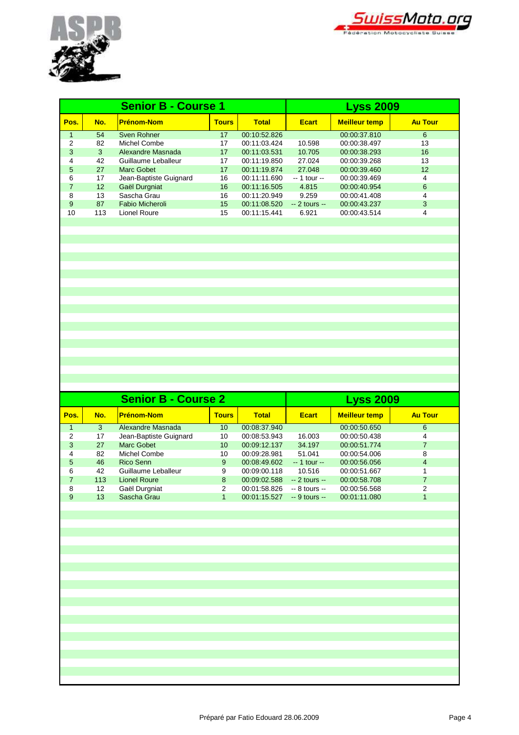## Senior B - Course 1 — Lyss 2009

| Pos. | No. | Prénom-Nom | Tours | Total | Ecart | Meilleur temp | Au Tour |
|---|---|---|---|---|---|---|---|
| 1 | 54 | Sven Rohner | 17 | 00:10:52.826 | | 00:00:37.810 | 6 |
| 2 | 82 | Michel Combe | 17 | 00:11:03.424 | 10.598 | 00:00:38.497 | 13 |
| 3 | 3 | Alexandre Masnada | 17 | 00:11:03.531 | 10.705 | 00:00:38.293 | 16 |
| 4 | 42 | Guillaume Leballeur | 17 | 00:11:19.850 | 27.024 | 00:00:39.268 | 13 |
| 5 | 27 | Marc Gobet | 17 | 00:11:19.874 | 27.048 | 00:00:39.460 | 12 |
| 6 | 17 | Jean-Baptiste Guignard | 16 | 00:11:11.690 | -- 1 tour -- | 00:00:39.469 | 4 |
| 7 | 12 | Gaël Durgniat | 16 | 00:11:16.505 | 4.815 | 00:00:40.954 | 6 |
| 8 | 13 | Sascha Grau | 16 | 00:11:20.949 | 9.259 | 00:00:41.408 | 4 |
| 9 | 87 | Fabio Micheroli | 15 | 00:11:08.520 | -- 2 tours -- | 00:00:43.237 | 3 |
| 10 | 113 | Lionel Roure | 15 | 00:11:15.441 | 6.921 | 00:00:43.514 | 4 |

## Senior B - Course 2 — Lyss 2009

| Pos. | No. | Prénom-Nom | Tours | Total | Ecart | Meilleur temp | Au Tour |
|---|---|---|---|---|---|---|---|
| 1 | 3 | Alexandre Masnada | 10 | 00:08:37.940 | | 00:00:50.650 | 6 |
| 2 | 17 | Jean-Baptiste Guignard | 10 | 00:08:53.943 | 16.003 | 00:00:50.438 | 4 |
| 3 | 27 | Marc Gobet | 10 | 00:09:12.137 | 34.197 | 00:00:51.774 | 7 |
| 4 | 82 | Michel Combe | 10 | 00:09:28.981 | 51.041 | 00:00:54.006 | 8 |
| 5 | 46 | Rico Senn | 9 | 00:08:49.602 | -- 1 tour -- | 00:00:56.056 | 4 |
| 6 | 42 | Guillaume Leballeur | 9 | 00:09:00.118 | 10.516 | 00:00:51.667 | 1 |
| 7 | 113 | Lionel Roure | 8 | 00:09:02.588 | -- 2 tours -- | 00:00:58.708 | 7 |
| 8 | 12 | Gaël Durgniat | 2 | 00:01:58.826 | -- 8 tours -- | 00:00:56.568 | 2 |
| 9 | 13 | Sascha Grau | 1 | 00:01:15.527 | -- 9 tours -- | 00:01:11.080 | 1 |

Préparé par Fatio Edouard 28.06.2009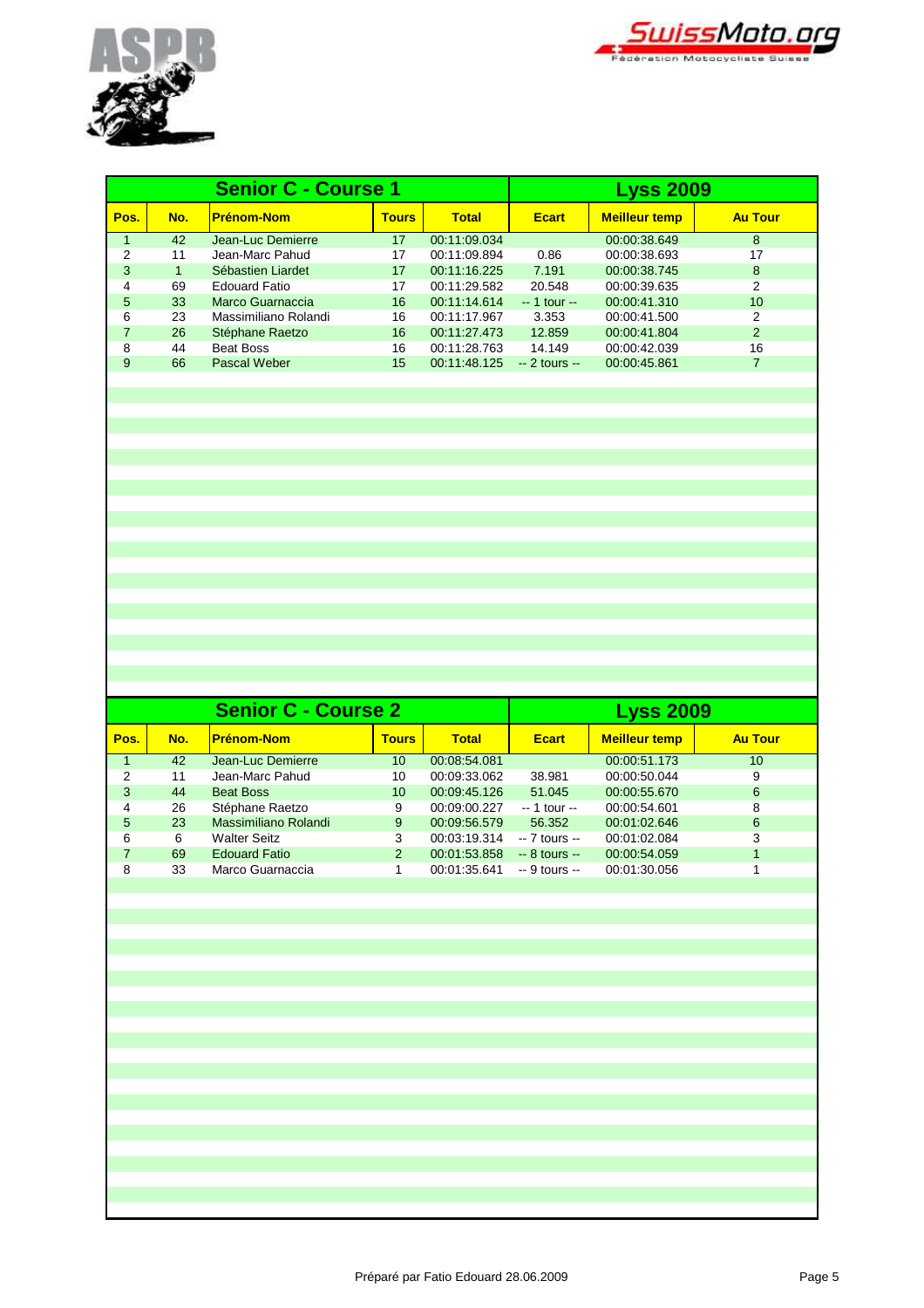## Senior C - Course 1 — Lyss 2009

| Pos. | No. | Prénom-Nom | Tours | Total | Ecart | Meilleur temp | Au Tour |
|---|---|---|---|---|---|---|---|
| 1 | 42 | Jean-Luc Demierre | 17 | 00:11:09.034 | | 00:00:38.649 | 8 |
| 2 | 11 | Jean-Marc Pahud | 17 | 00:11:09.894 | 0.86 | 00:00:38.693 | 17 |
| 3 | 1 | Sébastien Liardet | 17 | 00:11:16.225 | 7.191 | 00:00:38.745 | 8 |
| 4 | 69 | Edouard Fatio | 17 | 00:11:29.582 | 20.548 | 00:00:39.635 | 2 |
| 5 | 33 | Marco Guarnaccia | 16 | 00:11:14.614 | -- 1 tour -- | 00:00:41.310 | 10 |
| 6 | 23 | Massimiliano Rolandi | 16 | 00:11:17.967 | 3.353 | 00:00:41.500 | 2 |
| 7 | 26 | Stéphane Raetzo | 16 | 00:11:27.473 | 12.859 | 00:00:41.804 | 2 |
| 8 | 44 | Beat Boss | 16 | 00:11:28.763 | 14.149 | 00:00:42.039 | 16 |
| 9 | 66 | Pascal Weber | 15 | 00:11:48.125 | -- 2 tours -- | 00:00:45.861 | 7 |

## Senior C - Course 2 — Lyss 2009

| Pos. | No. | Prénom-Nom | Tours | Total | Ecart | Meilleur temp | Au Tour |
|---|---|---|---|---|---|---|---|
| 1 | 42 | Jean-Luc Demierre | 10 | 00:08:54.081 | | 00:00:51.173 | 10 |
| 2 | 11 | Jean-Marc Pahud | 10 | 00:09:33.062 | 38.981 | 00:00:50.044 | 9 |
| 3 | 44 | Beat Boss | 10 | 00:09:45.126 | 51.045 | 00:00:55.670 | 6 |
| 4 | 26 | Stéphane Raetzo | 9 | 00:09:00.227 | -- 1 tour -- | 00:00:54.601 | 8 |
| 5 | 23 | Massimiliano Rolandi | 9 | 00:09:56.579 | 56.352 | 00:01:02.646 | 6 |
| 6 | 6 | Walter Seitz | 3 | 00:03:19.314 | -- 7 tours -- | 00:01:02.084 | 3 |
| 7 | 69 | Edouard Fatio | 2 | 00:01:53.858 | -- 8 tours -- | 00:00:54.059 | 1 |
| 8 | 33 | Marco Guarnaccia | 1 | 00:01:35.641 | -- 9 tours -- | 00:01:30.056 | 1 |

Préparé par Fatio Edouard 28.06.2009